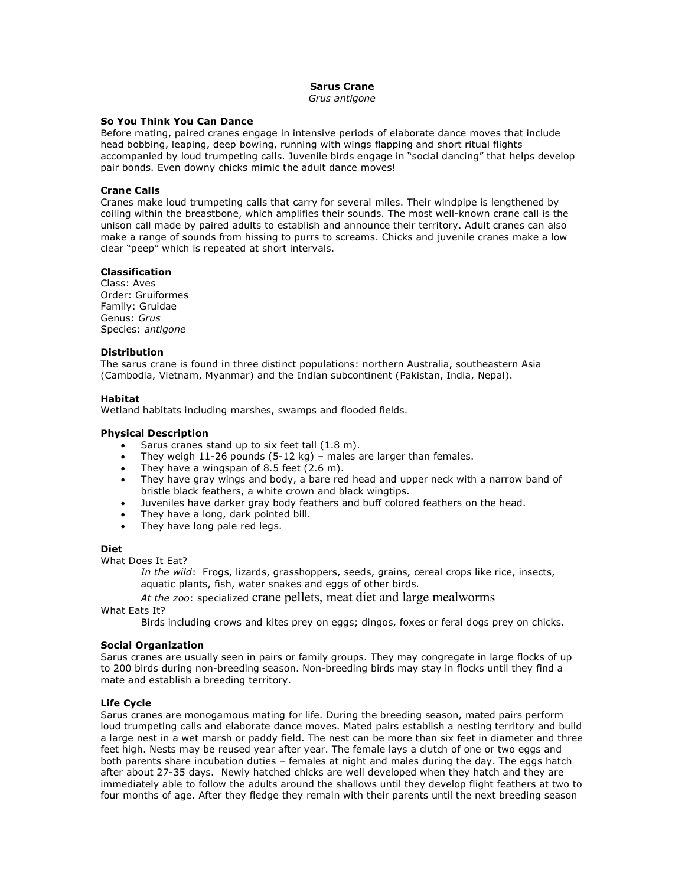# Sarus Crane

*Grus antigone*

### So You Think You Can Dance

Before mating, paired cranes engage in intensive periods of elaborate dance moves that include head bobbing, leaping, deep bowing, running with wings flapping and short ritual flights accompanied by loud trumpeting calls. Juvenile birds engage in "social dancing" that helps develop pair bonds. Even downy chicks mimic the adult dance moves!

### Crane Calls

Cranes make loud trumpeting calls that carry for several miles. Their windpipe is lengthened by coiling within the breastbone, which amplifies their sounds. The most well-known crane call is the unison call made by paired adults to establish and announce their territory. Adult cranes can also make a range of sounds from hissing to purrs to screams. Chicks and juvenile cranes make a low clear "peep" which is repeated at short intervals.

### Classification

Class: Aves
Order: Gruiformes
Family: Gruidae
Genus: *Grus*
Species: *antigone*

### Distribution

The sarus crane is found in three distinct populations: northern Australia, southeastern Asia (Cambodia, Vietnam, Myanmar) and the Indian subcontinent (Pakistan, India, Nepal).

### Habitat

Wetland habitats including marshes, swamps and flooded fields.

### Physical Description

- Sarus cranes stand up to six feet tall (1.8 m).
- They weigh 11-26 pounds (5-12 kg) – males are larger than females.
- They have a wingspan of 8.5 feet (2.6 m).
- They have gray wings and body, a bare red head and upper neck with a narrow band of bristle black feathers, a white crown and black wingtips.
- Juveniles have darker gray body feathers and buff colored feathers on the head.
- They have a long, dark pointed bill.
- They have long pale red legs.

### Diet

What Does It Eat?

*In the wild*: Frogs, lizards, grasshoppers, seeds, grains, cereal crops like rice, insects, aquatic plants, fish, water snakes and eggs of other birds.

*At the zoo*: specialized crane pellets, meat diet and large mealworms

What Eats It?

Birds including crows and kites prey on eggs; dingos, foxes or feral dogs prey on chicks.

### Social Organization

Sarus cranes are usually seen in pairs or family groups. They may congregate in large flocks of up to 200 birds during non-breeding season. Non-breeding birds may stay in flocks until they find a mate and establish a breeding territory.

### Life Cycle

Sarus cranes are monogamous mating for life. During the breeding season, mated pairs perform loud trumpeting calls and elaborate dance moves. Mated pairs establish a nesting territory and build a large nest in a wet marsh or paddy field. The nest can be more than six feet in diameter and three feet high. Nests may be reused year after year. The female lays a clutch of one or two eggs and both parents share incubation duties – females at night and males during the day. The eggs hatch after about 27-35 days. Newly hatched chicks are well developed when they hatch and they are immediately able to follow the adults around the shallows until they develop flight feathers at two to four months of age. After they fledge they remain with their parents until the next breeding season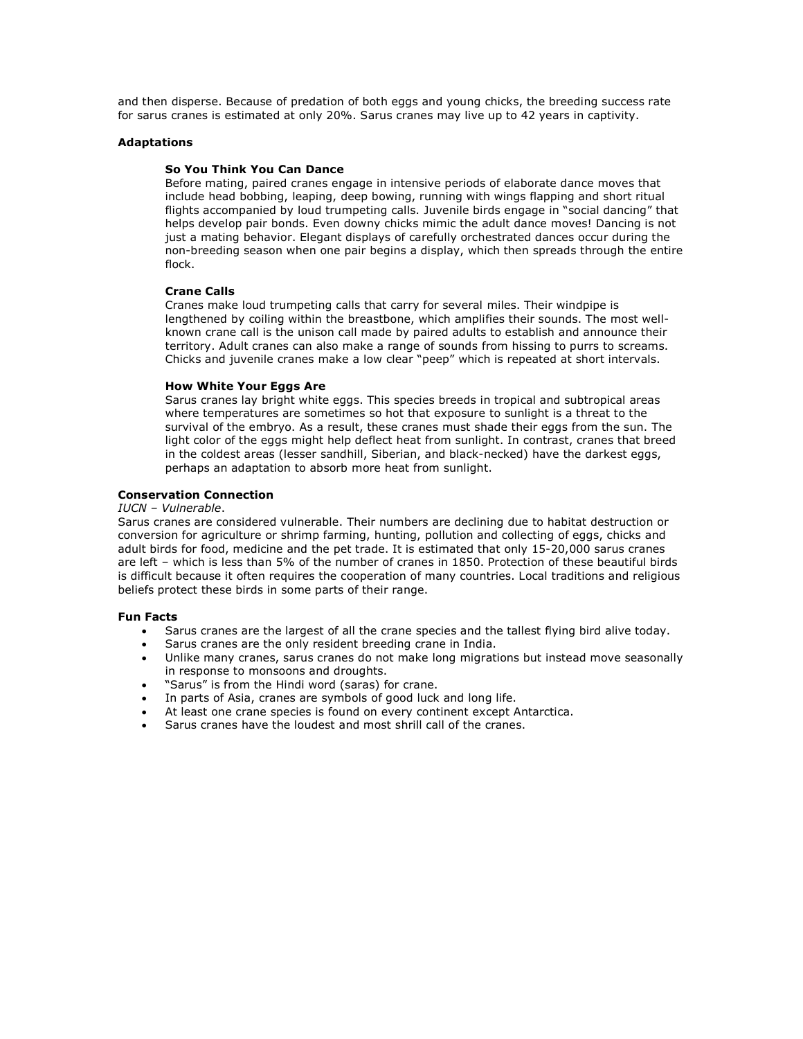and then disperse. Because of predation of both eggs and young chicks, the breeding success rate for sarus cranes is estimated at only 20%. Sarus cranes may live up to 42 years in captivity.

**Adaptations**

**So You Think You Can Dance**
Before mating, paired cranes engage in intensive periods of elaborate dance moves that include head bobbing, leaping, deep bowing, running with wings flapping and short ritual flights accompanied by loud trumpeting calls. Juvenile birds engage in "social dancing" that helps develop pair bonds. Even downy chicks mimic the adult dance moves! Dancing is not just a mating behavior. Elegant displays of carefully orchestrated dances occur during the non-breeding season when one pair begins a display, which then spreads through the entire flock.

**Crane Calls**
Cranes make loud trumpeting calls that carry for several miles. Their windpipe is lengthened by coiling within the breastbone, which amplifies their sounds. The most well-known crane call is the unison call made by paired adults to establish and announce their territory. Adult cranes can also make a range of sounds from hissing to purrs to screams. Chicks and juvenile cranes make a low clear "peep" which is repeated at short intervals.

**How White Your Eggs Are**
Sarus cranes lay bright white eggs. This species breeds in tropical and subtropical areas where temperatures are sometimes so hot that exposure to sunlight is a threat to the survival of the embryo. As a result, these cranes must shade their eggs from the sun. The light color of the eggs might help deflect heat from sunlight. In contrast, cranes that breed in the coldest areas (lesser sandhill, Siberian, and black-necked) have the darkest eggs, perhaps an adaptation to absorb more heat from sunlight.

**Conservation Connection**
*IUCN – Vulnerable*.
Sarus cranes are considered vulnerable. Their numbers are declining due to habitat destruction or conversion for agriculture or shrimp farming, hunting, pollution and collecting of eggs, chicks and adult birds for food, medicine and the pet trade. It is estimated that only 15-20,000 sarus cranes are left – which is less than 5% of the number of cranes in 1850. Protection of these beautiful birds is difficult because it often requires the cooperation of many countries. Local traditions and religious beliefs protect these birds in some parts of their range.

**Fun Facts**

- Sarus cranes are the largest of all the crane species and the tallest flying bird alive today.
- Sarus cranes are the only resident breeding crane in India.
- Unlike many cranes, sarus cranes do not make long migrations but instead move seasonally in response to monsoons and droughts.
- "Sarus" is from the Hindi word (saras) for crane.
- In parts of Asia, cranes are symbols of good luck and long life.
- At least one crane species is found on every continent except Antarctica.
- Sarus cranes have the loudest and most shrill call of the cranes.